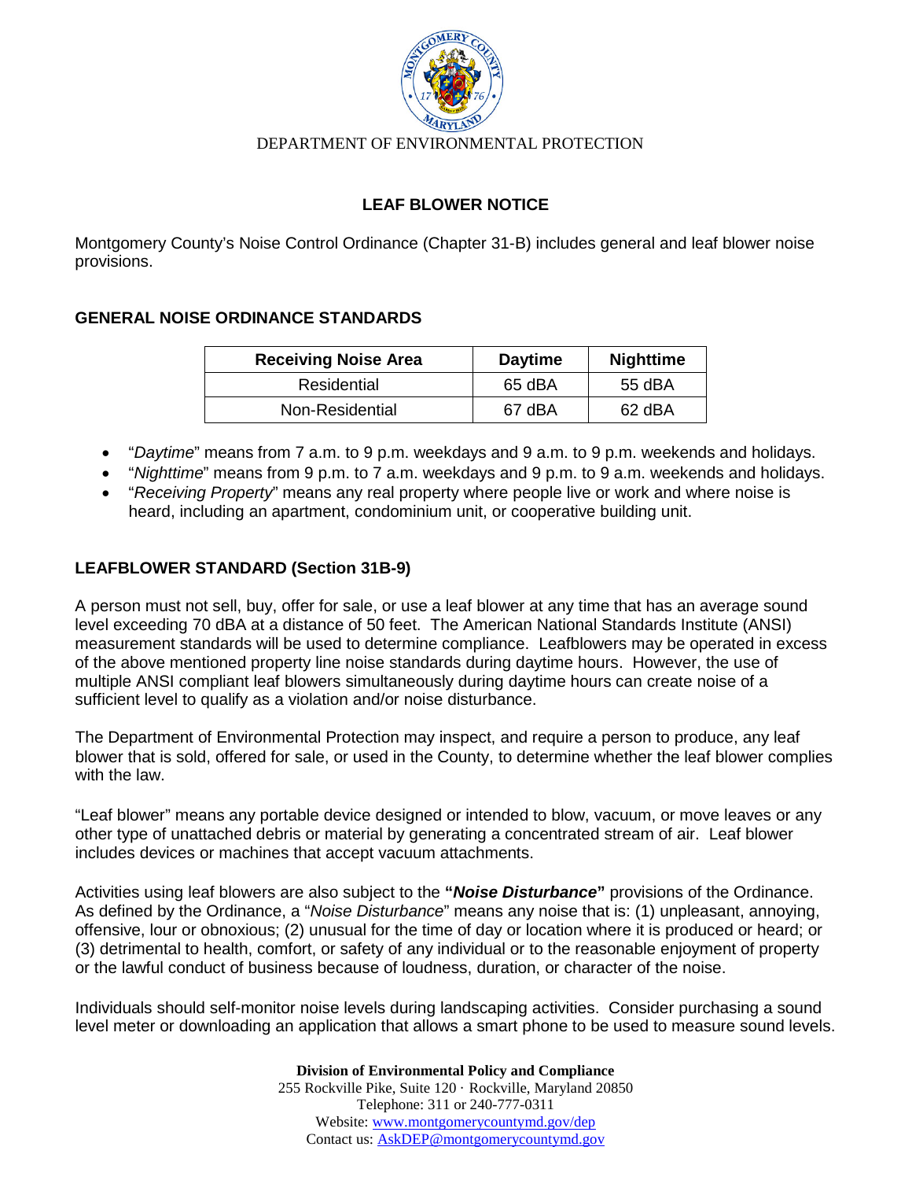DEPARTMENT OF ENVIRONMENTAL PROTECTION

# LEAF BLOWER NOTICE

Montgomery County's Noise Control Ordinance (Chapter 31-B) includes general and leaf blower noise provisions.

## GENERAL NOISE ORDINANCE STANDARDS

| Receiving Noise Area | Daytime | Nighttime |
|---|---|---|
| Residential | 65 dBA | 55 dBA |
| Non-Residential | 67 dBA | 62 dBA |

- "*Daytime*" means from 7 a.m. to 9 p.m. weekdays and 9 a.m. to 9 p.m. weekends and holidays.
- "*Nighttime*" means from 9 p.m. to 7 a.m. weekdays and 9 p.m. to 9 a.m. weekends and holidays.
- "*Receiving Property*" means any real property where people live or work and where noise is heard, including an apartment, condominium unit, or cooperative building unit.

## LEAFBLOWER STANDARD (Section 31B-9)

A person must not sell, buy, offer for sale, or use a leaf blower at any time that has an average sound level exceeding 70 dBA at a distance of 50 feet. The American National Standards Institute (ANSI) measurement standards will be used to determine compliance. Leafblowers may be operated in excess of the above mentioned property line noise standards during daytime hours. However, the use of multiple ANSI compliant leaf blowers simultaneously during daytime hours can create noise of a sufficient level to qualify as a violation and/or noise disturbance.

The Department of Environmental Protection may inspect, and require a person to produce, any leaf blower that is sold, offered for sale, or used in the County, to determine whether the leaf blower complies with the law.

"Leaf blower" means any portable device designed or intended to blow, vacuum, or move leaves or any other type of unattached debris or material by generating a concentrated stream of air. Leaf blower includes devices or machines that accept vacuum attachments.

Activities using leaf blowers are also subject to the **"*Noise Disturbance*"** provisions of the Ordinance. As defined by the Ordinance, a "*Noise Disturbance*" means any noise that is: (1) unpleasant, annoying, offensive, lour or obnoxious; (2) unusual for the time of day or location where it is produced or heard; or (3) detrimental to health, comfort, or safety of any individual or to the reasonable enjoyment of property or the lawful conduct of business because of loudness, duration, or character of the noise.

Individuals should self-monitor noise levels during landscaping activities. Consider purchasing a sound level meter or downloading an application that allows a smart phone to be used to measure sound levels.

**Division of Environmental Policy and Compliance**
255 Rockville Pike, Suite 120 · Rockville, Maryland 20850
Telephone: 311 or 240-777-0311
Website: www.montgomerycountymd.gov/dep
Contact us: AskDEP@montgomerycountymd.gov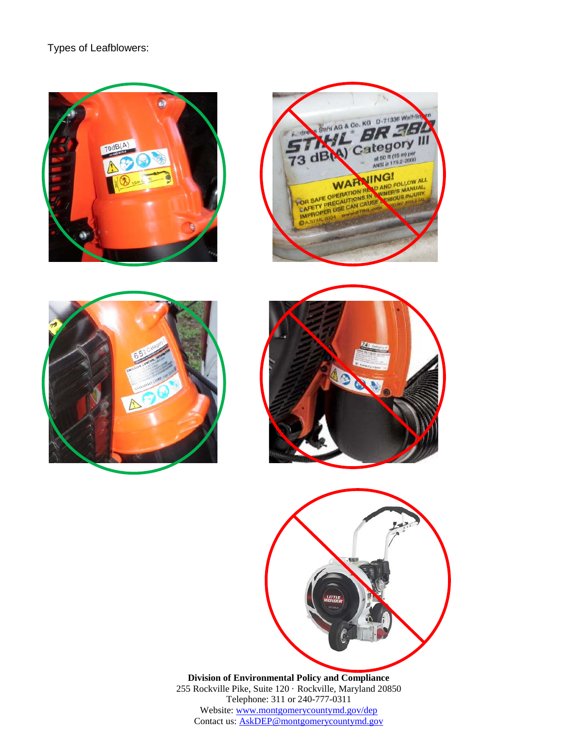Types of Leafblowers:

**Division of Environmental Policy and Compliance**
255 Rockville Pike, Suite 120 · Rockville, Maryland 20850
Telephone: 311 or 240-777-0311
Website: [www.montgomerycountymd.gov/dep](http://www.montgomerycountymd.gov/dep)
Contact us: [AskDEP@montgomerycountymd.gov](mailto:AskDEP@montgomerycountymd.gov)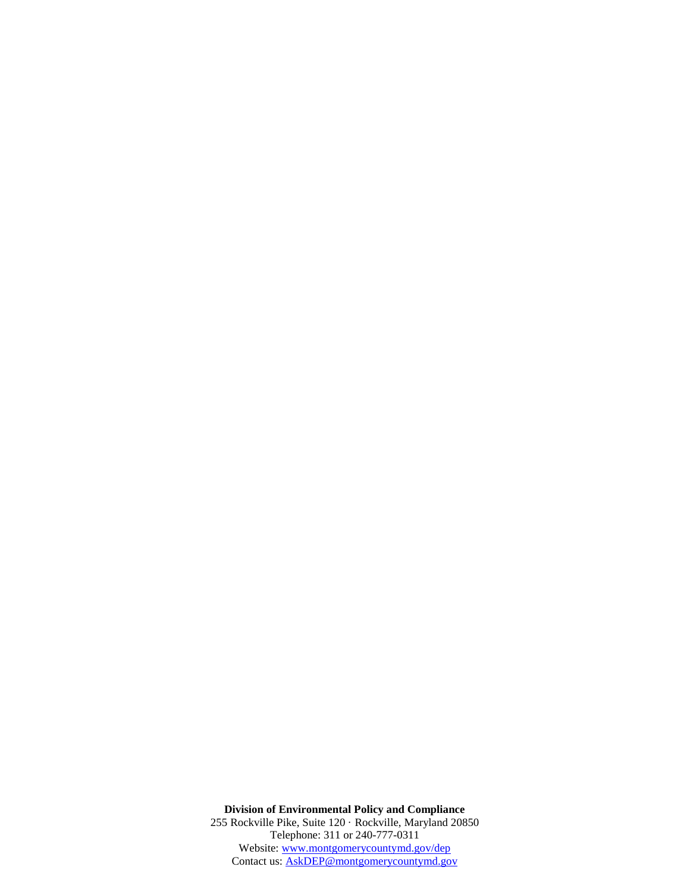**Division of Environmental Policy and Compliance**
255 Rockville Pike, Suite 120 · Rockville, Maryland 20850
Telephone: 311 or 240-777-0311
Website: [www.montgomerycountymd.gov/dep](www.montgomerycountymd.gov/dep)
Contact us: [AskDEP@montgomerycountymd.gov](mailto:AskDEP@montgomerycountymd.gov)